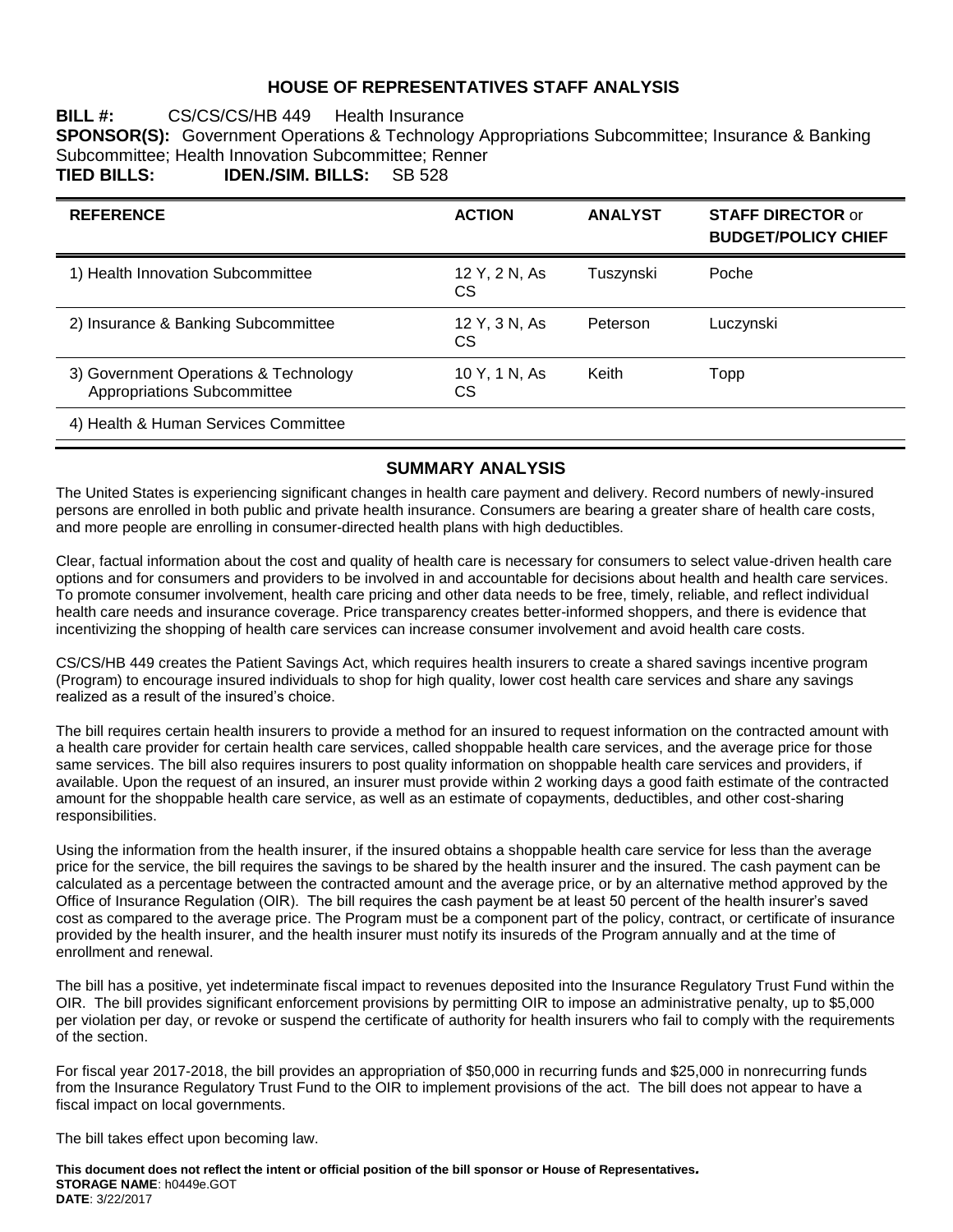# HOUSE OF REPRESENTATIVES STAFF ANALYSIS

**BILL #:** CS/CS/CS/HB 449 Health Insurance

**SPONSOR(S):** Government Operations & Technology Appropriations Subcommittee; Insurance & Banking Subcommittee; Health Innovation Subcommittee; Renner

**TIED BILLS:** **IDEN./SIM. BILLS:** SB 528

| REFERENCE | ACTION | ANALYST | STAFF DIRECTOR or BUDGET/POLICY CHIEF |
|---|---|---|---|
| 1) Health Innovation Subcommittee | 12 Y, 2 N, As CS | Tuszynski | Poche |
| 2) Insurance & Banking Subcommittee | 12 Y, 3 N, As CS | Peterson | Luczynski |
| 3) Government Operations & Technology Appropriations Subcommittee | 10 Y, 1 N, As CS | Keith | Topp |
| 4) Health & Human Services Committee | | | |

## SUMMARY ANALYSIS

The United States is experiencing significant changes in health care payment and delivery. Record numbers of newly-insured persons are enrolled in both public and private health insurance. Consumers are bearing a greater share of health care costs, and more people are enrolling in consumer-directed health plans with high deductibles.

Clear, factual information about the cost and quality of health care is necessary for consumers to select value-driven health care options and for consumers and providers to be involved in and accountable for decisions about health and health care services. To promote consumer involvement, health care pricing and other data needs to be free, timely, reliable, and reflect individual health care needs and insurance coverage. Price transparency creates better-informed shoppers, and there is evidence that incentivizing the shopping of health care services can increase consumer involvement and avoid health care costs.

CS/CS/HB 449 creates the Patient Savings Act, which requires health insurers to create a shared savings incentive program (Program) to encourage insured individuals to shop for high quality, lower cost health care services and share any savings realized as a result of the insured's choice.

The bill requires certain health insurers to provide a method for an insured to request information on the contracted amount with a health care provider for certain health care services, called shoppable health care services, and the average price for those same services. The bill also requires insurers to post quality information on shoppable health care services and providers, if available. Upon the request of an insured, an insurer must provide within 2 working days a good faith estimate of the contracted amount for the shoppable health care service, as well as an estimate of copayments, deductibles, and other cost-sharing responsibilities.

Using the information from the health insurer, if the insured obtains a shoppable health care service for less than the average price for the service, the bill requires the savings to be shared by the health insurer and the insured. The cash payment can be calculated as a percentage between the contracted amount and the average price, or by an alternative method approved by the Office of Insurance Regulation (OIR). The bill requires the cash payment be at least 50 percent of the health insurer's saved cost as compared to the average price. The Program must be a component part of the policy, contract, or certificate of insurance provided by the health insurer, and the health insurer must notify its insureds of the Program annually and at the time of enrollment and renewal.

The bill has a positive, yet indeterminate fiscal impact to revenues deposited into the Insurance Regulatory Trust Fund within the OIR. The bill provides significant enforcement provisions by permitting OIR to impose an administrative penalty, up to $5,000 per violation per day, or revoke or suspend the certificate of authority for health insurers who fail to comply with the requirements of the section.

For fiscal year 2017-2018, the bill provides an appropriation of $50,000 in recurring funds and $25,000 in nonrecurring funds from the Insurance Regulatory Trust Fund to the OIR to implement provisions of the act. The bill does not appear to have a fiscal impact on local governments.

The bill takes effect upon becoming law.

**This document does not reflect the intent or official position of the bill sponsor or House of Representatives.**
**STORAGE NAME**: h0449e.GOT
**DATE**: 3/22/2017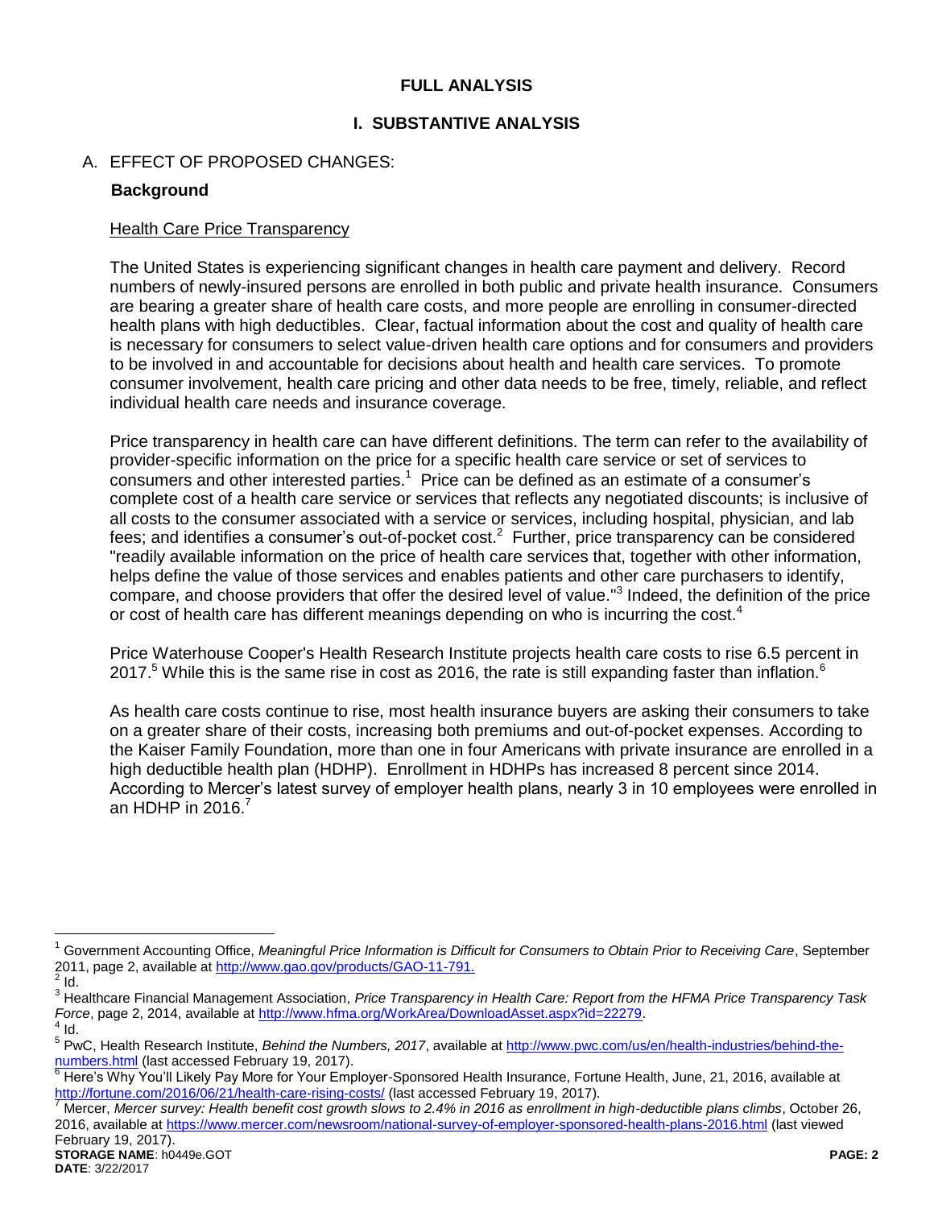## FULL ANALYSIS

## I. SUBSTANTIVE ANALYSIS

A. EFFECT OF PROPOSED CHANGES:

**Background**

Health Care Price Transparency

The United States is experiencing significant changes in health care payment and delivery. Record numbers of newly-insured persons are enrolled in both public and private health insurance. Consumers are bearing a greater share of health care costs, and more people are enrolling in consumer-directed health plans with high deductibles. Clear, factual information about the cost and quality of health care is necessary for consumers to select value-driven health care options and for consumers and providers to be involved in and accountable for decisions about health and health care services. To promote consumer involvement, health care pricing and other data needs to be free, timely, reliable, and reflect individual health care needs and insurance coverage.

Price transparency in health care can have different definitions. The term can refer to the availability of provider-specific information on the price for a specific health care service or set of services to consumers and other interested parties.[1] Price can be defined as an estimate of a consumer's complete cost of a health care service or services that reflects any negotiated discounts; is inclusive of all costs to the consumer associated with a service or services, including hospital, physician, and lab fees; and identifies a consumer's out-of-pocket cost.[2] Further, price transparency can be considered "readily available information on the price of health care services that, together with other information, helps define the value of those services and enables patients and other care purchasers to identify, compare, and choose providers that offer the desired level of value."[3] Indeed, the definition of the price or cost of health care has different meanings depending on who is incurring the cost.[4]

Price Waterhouse Cooper's Health Research Institute projects health care costs to rise 6.5 percent in 2017.[5] While this is the same rise in cost as 2016, the rate is still expanding faster than inflation.[6]

As health care costs continue to rise, most health insurance buyers are asking their consumers to take on a greater share of their costs, increasing both premiums and out-of-pocket expenses. According to the Kaiser Family Foundation, more than one in four Americans with private insurance are enrolled in a high deductible health plan (HDHP). Enrollment in HDHPs has increased 8 percent since 2014. According to Mercer's latest survey of employer health plans, nearly 3 in 10 employees were enrolled in an HDHP in 2016.[7]

---

[1] Government Accounting Office, *Meaningful Price Information is Difficult for Consumers to Obtain Prior to Receiving Care*, September 2011, page 2, available at http://www.gao.gov/products/GAO-11-791.

[2] Id.

[3] Healthcare Financial Management Association, *Price Transparency in Health Care: Report from the HFMA Price Transparency Task Force*, page 2, 2014, available at http://www.hfma.org/WorkArea/DownloadAsset.aspx?id=22279.

[4] Id.

[5] PwC, Health Research Institute, *Behind the Numbers, 2017*, available at http://www.pwc.com/us/en/health-industries/behind-the-numbers.html (last accessed February 19, 2017).

[6] Here's Why You'll Likely Pay More for Your Employer-Sponsored Health Insurance, Fortune Health, June, 21, 2016, available at http://fortune.com/2016/06/21/health-care-rising-costs/ (last accessed February 19, 2017).

[7] Mercer, *Mercer survey: Health benefit cost growth slows to 2.4% in 2016 as enrollment in high-deductible plans climbs*, October 26, 2016, available at https://www.mercer.com/newsroom/national-survey-of-employer-sponsored-health-plans-2016.html (last viewed February 19, 2017).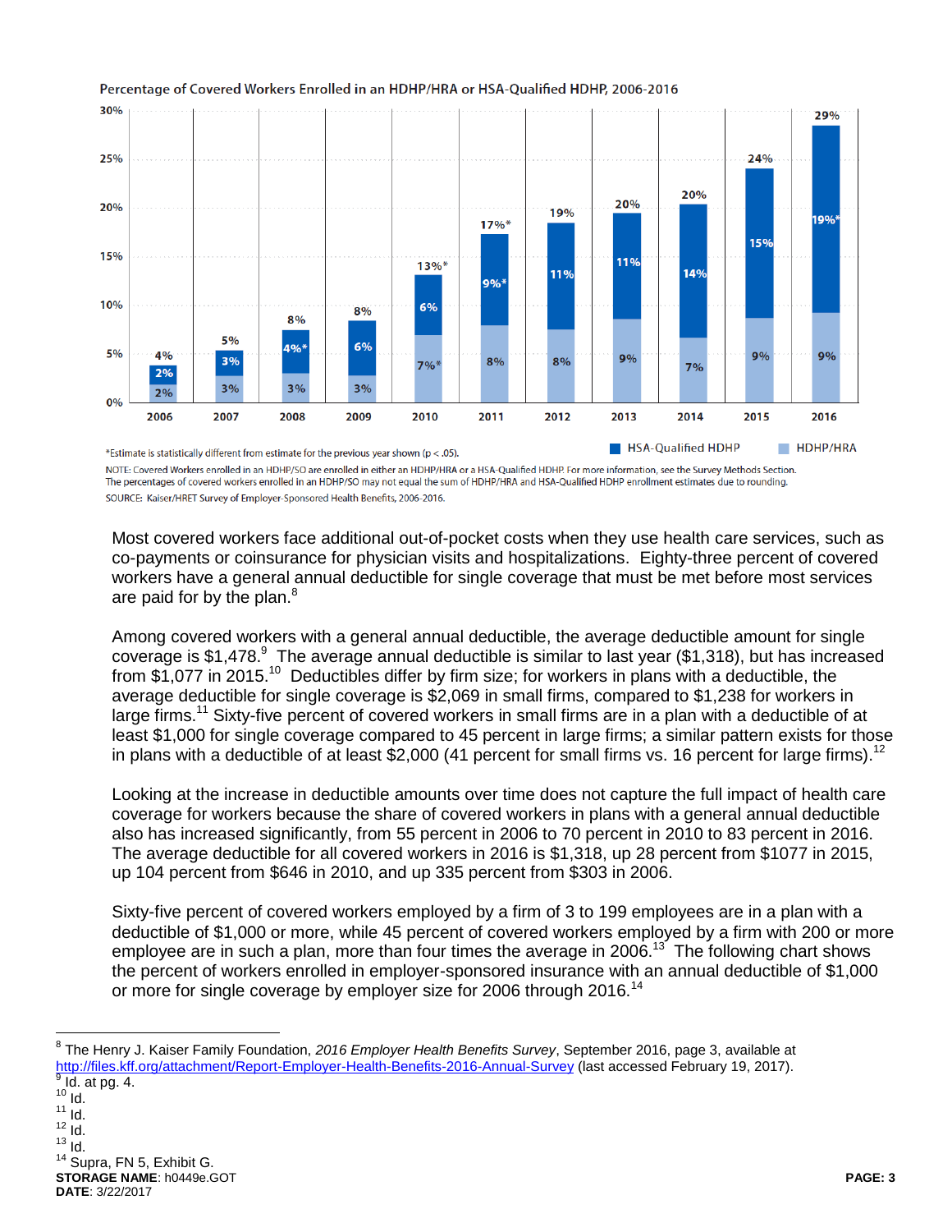Percentage of Covered Workers Enrolled in an HDHP/HRA or HSA-Qualified HDHP, 2006-2016

| Year | HSA-Qualified HDHP | HDHP/HRA | Total |
|---|---|---|---|
| 2006 | 2% | 2% | 4% |
| 2007 | 3% | 3% | 5% |
| 2008 | 4%* | 3% | 8% |
| 2009 | 6% | 3% | 8% |
| 2010 | 6% | 7%* | 13%* |
| 2011 | 9%* | 8% | 17%* |
| 2012 | 11% | 8% | 19% |
| 2013 | 11% | 9% | 20% |
| 2014 | 14% | 7% | 20% |
| 2015 | 15% | 9% | 24% |
| 2016 | 19%* | 9% | 29% |

*Estimate is statistically different from estimate for the previous year shown ($p < .05$).

NOTE: Covered Workers enrolled in an HDHP/SO are enrolled in either an HDHP/HRA or a HSA-Qualified HDHP. For more information, see the Survey Methods Section. The percentages of covered workers enrolled in an HDHP/SO may not equal the sum of HDHP/HRA and HSA-Qualified HDHP enrollment estimates due to rounding.

SOURCE: Kaiser/HRET Survey of Employer-Sponsored Health Benefits, 2006-2016.

Most covered workers face additional out-of-pocket costs when they use health care services, such as co-payments or coinsurance for physician visits and hospitalizations. Eighty-three percent of covered workers have a general annual deductible for single coverage that must be met before most services are paid for by the plan.[8]

Among covered workers with a general annual deductible, the average deductible amount for single coverage is $1,478.[9] The average annual deductible is similar to last year ($1,318), but has increased from $1,077 in 2015.[10] Deductibles differ by firm size; for workers in plans with a deductible, the average deductible for single coverage is $2,069 in small firms, compared to $1,238 for workers in large firms.[11] Sixty-five percent of covered workers in small firms are in a plan with a deductible of at least $1,000 for single coverage compared to 45 percent in large firms; a similar pattern exists for those in plans with a deductible of at least $2,000 (41 percent for small firms vs. 16 percent for large firms).[12]

Looking at the increase in deductible amounts over time does not capture the full impact of health care coverage for workers because the share of covered workers in plans with a general annual deductible also has increased significantly, from 55 percent in 2006 to 70 percent in 2010 to 83 percent in 2016. The average deductible for all covered workers in 2016 is $1,318, up 28 percent from $1077 in 2015, up 104 percent from $646 in 2010, and up 335 percent from $303 in 2006.

Sixty-five percent of covered workers employed by a firm of 3 to 199 employees are in a plan with a deductible of $1,000 or more, while 45 percent of covered workers employed by a firm with 200 or more employee are in such a plan, more than four times the average in 2006.[13] The following chart shows the percent of workers enrolled in employer-sponsored insurance with an annual deductible of $1,000 or more for single coverage by employer size for 2006 through 2016.[14]

---

[8] The Henry J. Kaiser Family Foundation, *2016 Employer Health Benefits Survey*, September 2016, page 3, available at http://files.kff.org/attachment/Report-Employer-Health-Benefits-2016-Annual-Survey (last accessed February 19, 2017).
[9] Id. at pg. 4.
[10] Id.
[11] Id.
[12] Id.
[13] Id.
[14] Supra, FN 5, Exhibit G.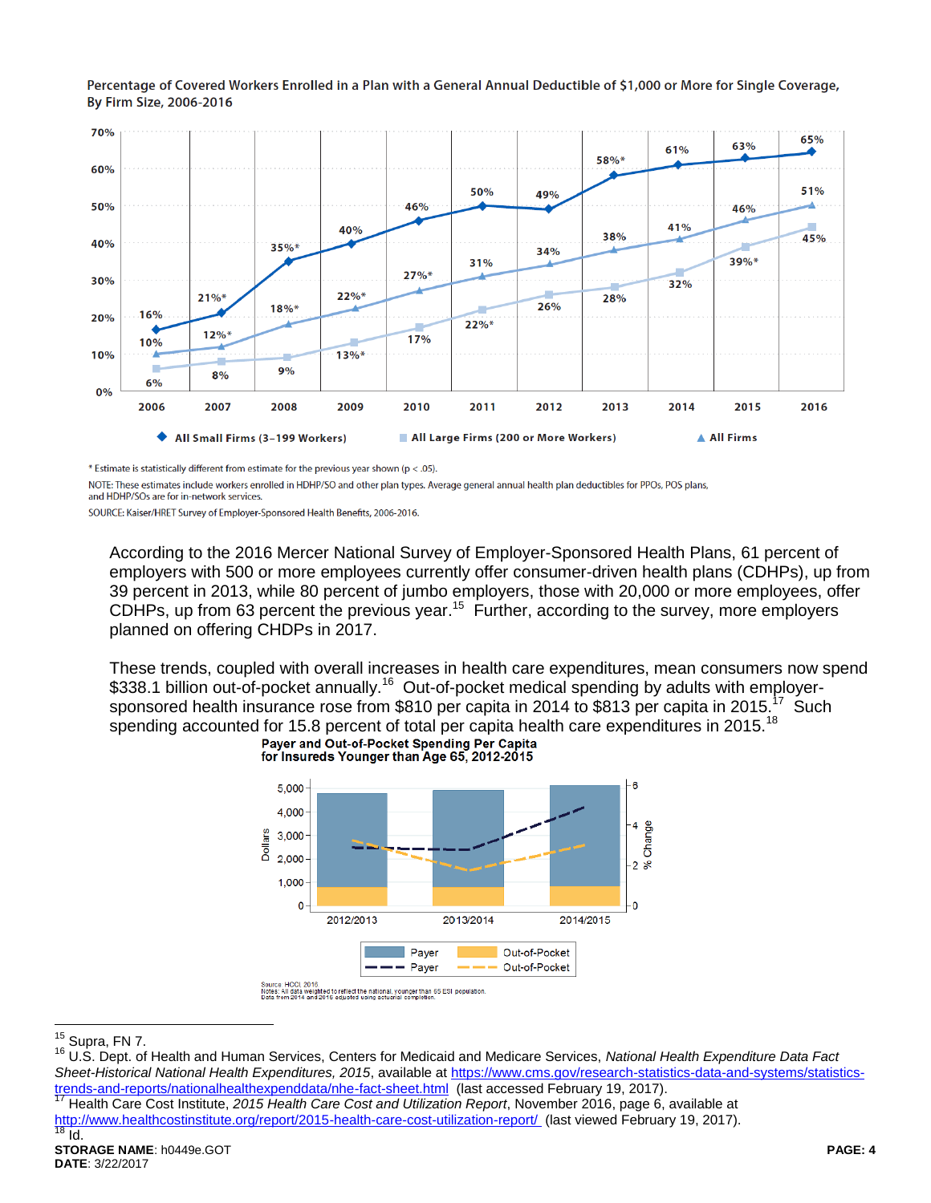**Percentage of Covered Workers Enrolled in a Plan with a General Annual Deductible of $1,000 or More for Single Coverage, By Firm Size, 2006-2016**

| Year | All Small Firms (3–199 Workers) | All Large Firms (200 or More Workers) | All Firms |
|---|---|---|---|
| 2006 | 16% | 6% | 10% |
| 2007 | 21%* | 8% | 12%* |
| 2008 | 35%* | 9% | 18%* |
| 2009 | 40% | 13%* | 22%* |
| 2010 | 46% | 17% | 27%* |
| 2011 | 50% | 22%* | 31% |
| 2012 | 49% | 26% | 34% |
| 2013 | 58%* | 28% | 38% |
| 2014 | 61% | 32% | 41% |
| 2015 | 63% | 39%* | 46% |
| 2016 | 65% | 45% | 51% |

\* Estimate is statistically different from estimate for the previous year shown ($p < .05$).

NOTE: These estimates include workers enrolled in HDHP/SO and other plan types. Average general annual health plan deductibles for PPOs, POS plans, and HDHP/SOs are for in-network services.

SOURCE: Kaiser/HRET Survey of Employer-Sponsored Health Benefits, 2006-2016.

According to the 2016 Mercer National Survey of Employer-Sponsored Health Plans, 61 percent of employers with 500 or more employees currently offer consumer-driven health plans (CDHPs), up from 39 percent in 2013, while 80 percent of jumbo employers, those with 20,000 or more employees, offer CDHPs, up from 63 percent the previous year.[15] Further, according to the survey, more employers planned on offering CHDPs in 2017.

These trends, coupled with overall increases in health care expenditures, mean consumers now spend $338.1 billion out-of-pocket annually.[16] Out-of-pocket medical spending by adults with employer-sponsored health insurance rose from $810 per capita in 2014 to $813 per capita in 2015.[17] Such spending accounted for 15.8 percent of total per capita health care expenditures in 2015.[18]

**Payer and Out-of-Pocket Spending Per Capita for Insureds Younger than Age 65, 2012-2015**

Legend: Payer (bars), Out-of-Pocket (bars); Payer (dashed line, % Change), Out-of-Pocket (dashed line, % Change). Axes: Dollars (0–5,000); % Change (0–6). Periods: 2012/2013, 2013/2014, 2014/2015.

Source: HCCI, 2016
Notes: All data weighted to reflect the national, younger than 65 ESI population. Data from 2014 and 2015 adjusted using actuarial completion.

---

[15] Supra, FN 7.

[16] U.S. Dept. of Health and Human Services, Centers for Medicaid and Medicare Services, *National Health Expenditure Data Fact Sheet-Historical National Health Expenditures, 2015*, available at https://www.cms.gov/research-statistics-data-and-systems/statistics-trends-and-reports/nationalhealthexpenddata/nhe-fact-sheet.html (last accessed February 19, 2017).

[17] Health Care Cost Institute, *2015 Health Care Cost and Utilization Report*, November 2016, page 6, available at http://www.healthcostinstitute.org/report/2015-health-care-cost-utilization-report/ (last viewed February 19, 2017).

[18] Id.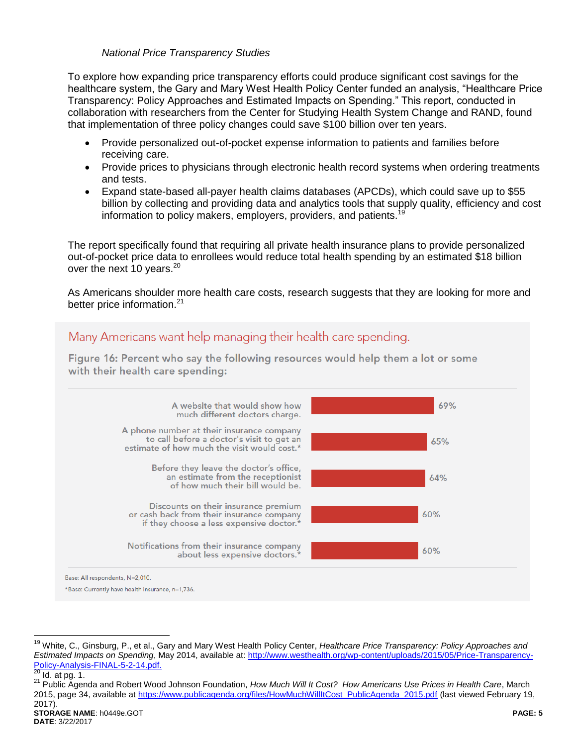*National Price Transparency Studies*

To explore how expanding price transparency efforts could produce significant cost savings for the healthcare system, the Gary and Mary West Health Policy Center funded an analysis, "Healthcare Price Transparency: Policy Approaches and Estimated Impacts on Spending." This report, conducted in collaboration with researchers from the Center for Studying Health System Change and RAND, found that implementation of three policy changes could save $100 billion over ten years.

- Provide personalized out-of-pocket expense information to patients and families before receiving care.
- Provide prices to physicians through electronic health record systems when ordering treatments and tests.
- Expand state-based all-payer health claims databases (APCDs), which could save up to $55 billion by collecting and providing data and analytics tools that supply quality, efficiency and cost information to policy makers, employers, providers, and patients.[19]

The report specifically found that requiring all private health insurance plans to provide personalized out-of-pocket price data to enrollees would reduce total health spending by an estimated $18 billion over the next 10 years.[20]

As Americans shoulder more health care costs, research suggests that they are looking for more and better price information.[21]

Many Americans want help managing their health care spending.

Figure 16: Percent who say the following resources would help them a lot or some with their health care spending:

| Resource | Percent |
|---|---|
| A website that would show how much different doctors charge. | 69% |
| A phone number at their insurance company to call before a doctor's visit to get an estimate of how much the visit would cost.* | 65% |
| Before they leave the doctor's office, an estimate from the receptionist of how much their bill would be. | 64% |
| Discounts on their insurance premium or cash back from their insurance company if they choose a less expensive doctor.* | 60% |
| Notifications from their insurance company about less expensive doctors.* | 60% |

Base: All respondents, N=2,010.

*Base: Currently have health insurance, n=1,736.

---

[19] White, C., Ginsburg, P., et al., Gary and Mary West Health Policy Center, *Healthcare Price Transparency: Policy Approaches and Estimated Impacts on Spending*, May 2014, available at: http://www.westhealth.org/wp-content/uploads/2015/05/Price-Transparency-Policy-Analysis-FINAL-5-2-14.pdf.

[20] Id. at pg. 1.

[21] Public Agenda and Robert Wood Johnson Foundation, *How Much Will It Cost? How Americans Use Prices in Health Care*, March 2015, page 34, available at https://www.publicagenda.org/files/HowMuchWillItCost_PublicAgenda_2015.pdf (last viewed February 19, 2017).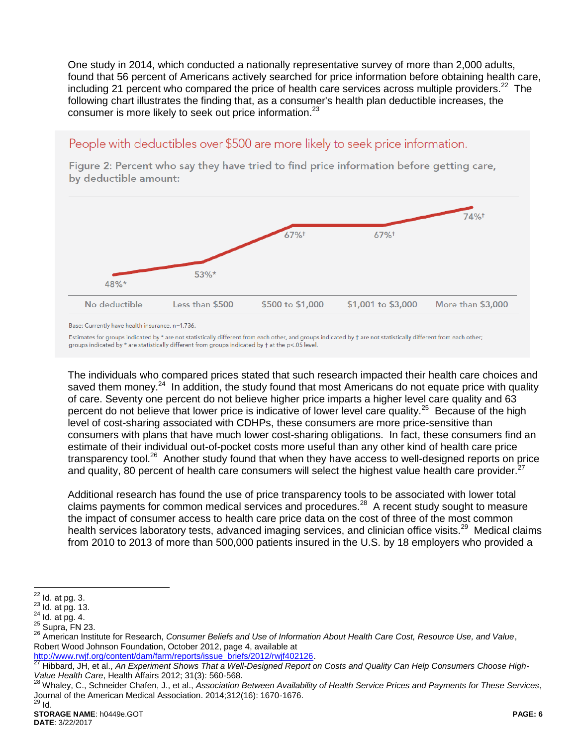One study in 2014, which conducted a nationally representative survey of more than 2,000 adults, found that 56 percent of Americans actively searched for price information before obtaining health care, including 21 percent who compared the price of health care services across multiple providers.[22] The following chart illustrates the finding that, as a consumer's health plan deductible increases, the consumer is more likely to seek out price information.[23]

People with deductibles over $500 are more likely to seek price information.

Figure 2: Percent who say they have tried to find price information before getting care, by deductible amount:

| No deductible | Less than $500 | $500 to $1,000 | $1,001 to $3,000 | More than $3,000 |
|---|---|---|---|---|
| 48%* | 53%* | 67%† | 67%† | 74%† |

Base: Currently have health insurance, n=1,736.

Estimates for groups indicated by * are not statistically different from each other, and groups indicated by † are not statistically different from each other; groups indicated by * are statistically different from groups indicated by † at the p<.05 level.

The individuals who compared prices stated that such research impacted their health care choices and saved them money.[24] In addition, the study found that most Americans do not equate price with quality of care. Seventy one percent do not believe higher price imparts a higher level care quality and 63 percent do not believe that lower price is indicative of lower level care quality.[25] Because of the high level of cost-sharing associated with CDHPs, these consumers are more price-sensitive than consumers with plans that have much lower cost-sharing obligations. In fact, these consumers find an estimate of their individual out-of-pocket costs more useful than any other kind of health care price transparency tool.[26] Another study found that when they have access to well-designed reports on price and quality, 80 percent of health care consumers will select the highest value health care provider.[27]

Additional research has found the use of price transparency tools to be associated with lower total claims payments for common medical services and procedures.[28] A recent study sought to measure the impact of consumer access to health care price data on the cost of three of the most common health services laboratory tests, advanced imaging services, and clinician office visits.[29] Medical claims from 2010 to 2013 of more than 500,000 patients insured in the U.S. by 18 employers who provided a

---

[22] Id. at pg. 3.

[23] Id. at pg. 13.

[24] Id. at pg. 4.

[25] Supra, FN 23.

[26] American Institute for Research, *Consumer Beliefs and Use of Information About Health Care Cost, Resource Use, and Value*, Robert Wood Johnson Foundation, October 2012, page 4, available at http://www.rwjf.org/content/dam/farm/reports/issue_briefs/2012/rwjf402126.

[27] Hibbard, JH, et al., *An Experiment Shows That a Well-Designed Report on Costs and Quality Can Help Consumers Choose High-Value Health Care*, Health Affairs 2012; 31(3): 560-568.

[28] Whaley, C., Schneider Chafen, J., et al., *Association Between Availability of Health Service Prices and Payments for These Services*, Journal of the American Medical Association. 2014;312(16): 1670-1676.

[29] Id.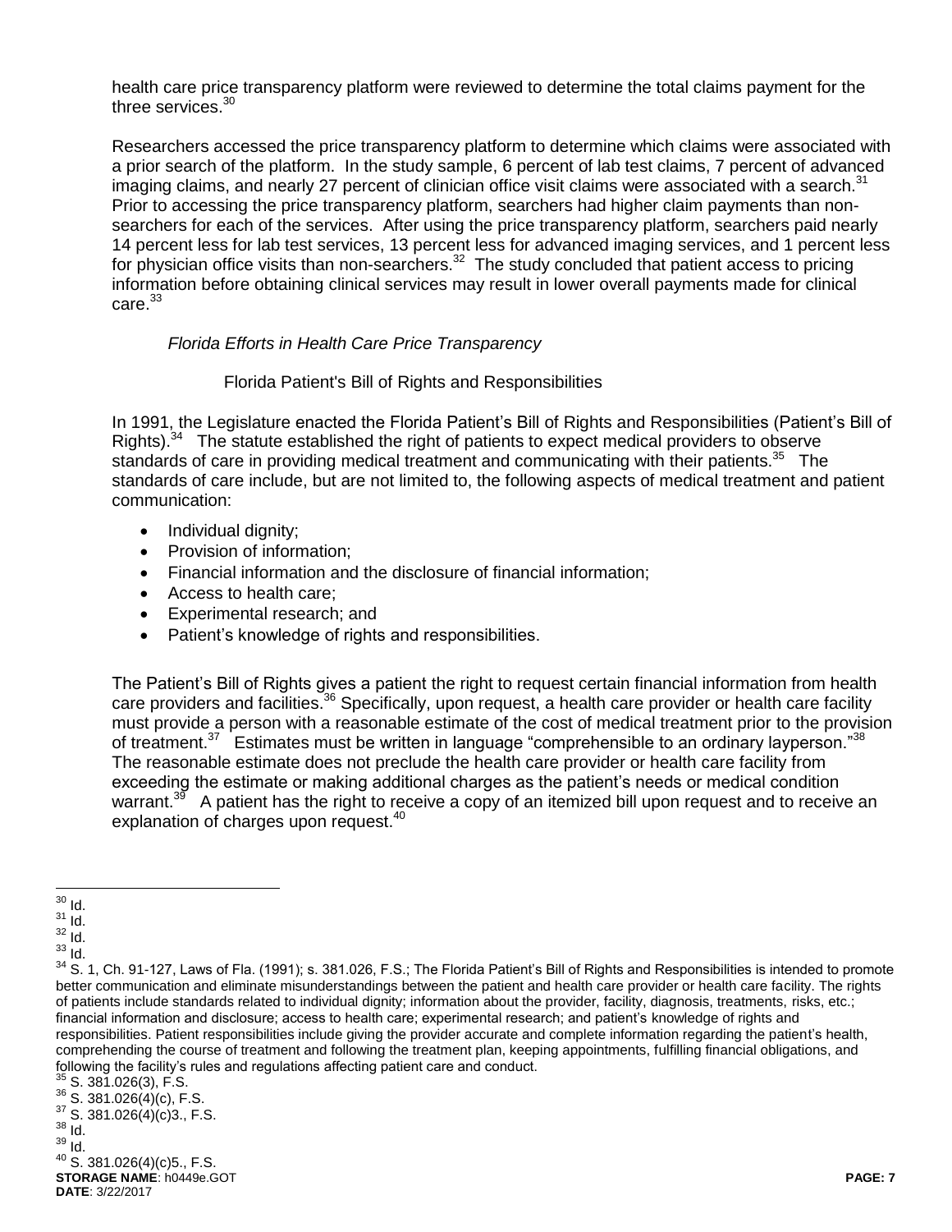health care price transparency platform were reviewed to determine the total claims payment for the three services.[30]

Researchers accessed the price transparency platform to determine which claims were associated with a prior search of the platform. In the study sample, 6 percent of lab test claims, 7 percent of advanced imaging claims, and nearly 27 percent of clinician office visit claims were associated with a search.[31] Prior to accessing the price transparency platform, searchers had higher claim payments than non-searchers for each of the services. After using the price transparency platform, searchers paid nearly 14 percent less for lab test services, 13 percent less for advanced imaging services, and 1 percent less for physician office visits than non-searchers.[32] The study concluded that patient access to pricing information before obtaining clinical services may result in lower overall payments made for clinical care.[33]

*Florida Efforts in Health Care Price Transparency*

Florida Patient's Bill of Rights and Responsibilities

In 1991, the Legislature enacted the Florida Patient's Bill of Rights and Responsibilities (Patient's Bill of Rights).[34] The statute established the right of patients to expect medical providers to observe standards of care in providing medical treatment and communicating with their patients.[35] The standards of care include, but are not limited to, the following aspects of medical treatment and patient communication:

- Individual dignity;
- Provision of information;
- Financial information and the disclosure of financial information;
- Access to health care;
- Experimental research; and
- Patient's knowledge of rights and responsibilities.

The Patient's Bill of Rights gives a patient the right to request certain financial information from health care providers and facilities.[36] Specifically, upon request, a health care provider or health care facility must provide a person with a reasonable estimate of the cost of medical treatment prior to the provision of treatment.[37] Estimates must be written in language "comprehensible to an ordinary layperson."[38] The reasonable estimate does not preclude the health care provider or health care facility from exceeding the estimate or making additional charges as the patient's needs or medical condition warrant.[39] A patient has the right to receive a copy of an itemized bill upon request and to receive an explanation of charges upon request.[40]

---

[30] Id.
[31] Id.
[32] Id.
[33] Id.
[34] S. 1, Ch. 91-127, Laws of Fla. (1991); s. 381.026, F.S.; The Florida Patient's Bill of Rights and Responsibilities is intended to promote better communication and eliminate misunderstandings between the patient and health care provider or health care facility. The rights of patients include standards related to individual dignity; information about the provider, facility, diagnosis, treatments, risks, etc.; financial information and disclosure; access to health care; experimental research; and patient's knowledge of rights and responsibilities. Patient responsibilities include giving the provider accurate and complete information regarding the patient's health, comprehending the course of treatment and following the treatment plan, keeping appointments, fulfilling financial obligations, and following the facility's rules and regulations affecting patient care and conduct.
[35] S. 381.026(3), F.S.
[36] S. 381.026(4)(c), F.S.
[37] S. 381.026(4)(c)3., F.S.
[38] Id.
[39] Id.
[40] S. 381.026(4)(c)5., F.S.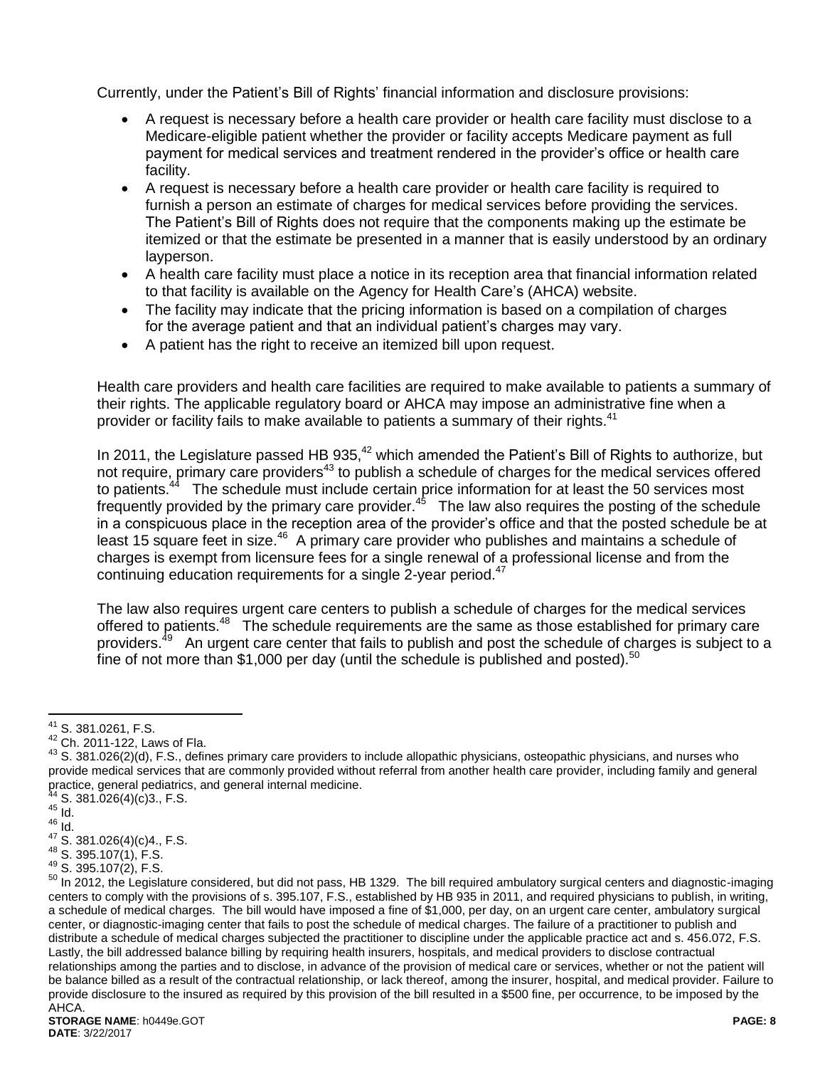Currently, under the Patient's Bill of Rights' financial information and disclosure provisions:

- A request is necessary before a health care provider or health care facility must disclose to a Medicare-eligible patient whether the provider or facility accepts Medicare payment as full payment for medical services and treatment rendered in the provider's office or health care facility.
- A request is necessary before a health care provider or health care facility is required to furnish a person an estimate of charges for medical services before providing the services. The Patient's Bill of Rights does not require that the components making up the estimate be itemized or that the estimate be presented in a manner that is easily understood by an ordinary layperson.
- A health care facility must place a notice in its reception area that financial information related to that facility is available on the Agency for Health Care's (AHCA) website.
- The facility may indicate that the pricing information is based on a compilation of charges for the average patient and that an individual patient's charges may vary.
- A patient has the right to receive an itemized bill upon request.

Health care providers and health care facilities are required to make available to patients a summary of their rights. The applicable regulatory board or AHCA may impose an administrative fine when a provider or facility fails to make available to patients a summary of their rights.[41]

In 2011, the Legislature passed HB 935,[42] which amended the Patient's Bill of Rights to authorize, but not require, primary care providers[43] to publish a schedule of charges for the medical services offered to patients.[44] The schedule must include certain price information for at least the 50 services most frequently provided by the primary care provider.[45] The law also requires the posting of the schedule in a conspicuous place in the reception area of the provider's office and that the posted schedule be at least 15 square feet in size.[46] A primary care provider who publishes and maintains a schedule of charges is exempt from licensure fees for a single renewal of a professional license and from the continuing education requirements for a single 2-year period.[47]

The law also requires urgent care centers to publish a schedule of charges for the medical services offered to patients.[48] The schedule requirements are the same as those established for primary care providers.[49] An urgent care center that fails to publish and post the schedule of charges is subject to a fine of not more than $1,000 per day (until the schedule is published and posted).[50]

---

[41] S. 381.0261, F.S.

[42] Ch. 2011-122, Laws of Fla.

[43] S. 381.026(2)(d), F.S., defines primary care providers to include allopathic physicians, osteopathic physicians, and nurses who provide medical services that are commonly provided without referral from another health care provider, including family and general practice, general pediatrics, and general internal medicine.

[44] S. 381.026(4)(c)3., F.S.

[45] Id.

[46] Id.

[47] S. 381.026(4)(c)4., F.S.

[48] S. 395.107(1), F.S.

[49] S. 395.107(2), F.S.

[50] In 2012, the Legislature considered, but did not pass, HB 1329. The bill required ambulatory surgical centers and diagnostic-imaging centers to comply with the provisions of s. 395.107, F.S., established by HB 935 in 2011, and required physicians to publish, in writing, a schedule of medical charges. The bill would have imposed a fine of $1,000, per day, on an urgent care center, ambulatory surgical center, or diagnostic-imaging center that fails to post the schedule of medical charges. The failure of a practitioner to publish and distribute a schedule of medical charges subjected the practitioner to discipline under the applicable practice act and s. 456.072, F.S. Lastly, the bill addressed balance billing by requiring health insurers, hospitals, and medical providers to disclose contractual relationships among the parties and to disclose, in advance of the provision of medical care or services, whether or not the patient will be balance billed as a result of the contractual relationship, or lack thereof, among the insurer, hospital, and medical provider. Failure to provide disclosure to the insured as required by this provision of the bill resulted in a $500 fine, per occurrence, to be imposed by the AHCA.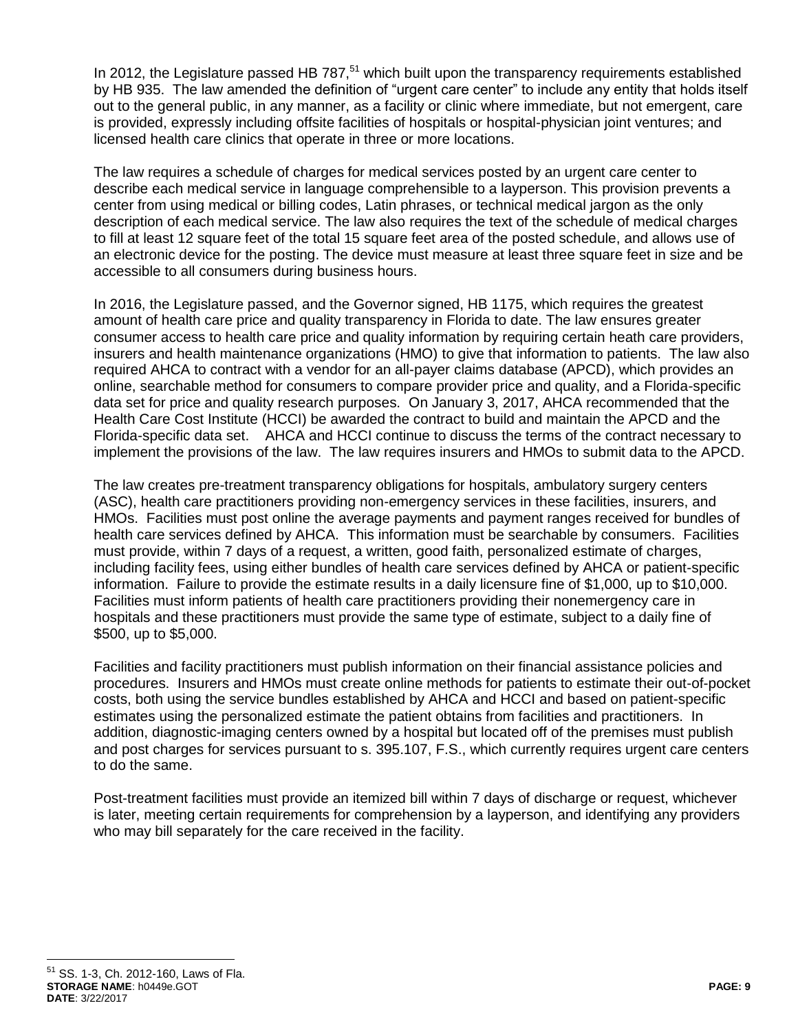In 2012, the Legislature passed HB 787,[51] which built upon the transparency requirements established by HB 935. The law amended the definition of "urgent care center" to include any entity that holds itself out to the general public, in any manner, as a facility or clinic where immediate, but not emergent, care is provided, expressly including offsite facilities of hospitals or hospital-physician joint ventures; and licensed health care clinics that operate in three or more locations.

The law requires a schedule of charges for medical services posted by an urgent care center to describe each medical service in language comprehensible to a layperson. This provision prevents a center from using medical or billing codes, Latin phrases, or technical medical jargon as the only description of each medical service. The law also requires the text of the schedule of medical charges to fill at least 12 square feet of the total 15 square feet area of the posted schedule, and allows use of an electronic device for the posting. The device must measure at least three square feet in size and be accessible to all consumers during business hours.

In 2016, the Legislature passed, and the Governor signed, HB 1175, which requires the greatest amount of health care price and quality transparency in Florida to date. The law ensures greater consumer access to health care price and quality information by requiring certain heath care providers, insurers and health maintenance organizations (HMO) to give that information to patients. The law also required AHCA to contract with a vendor for an all-payer claims database (APCD), which provides an online, searchable method for consumers to compare provider price and quality, and a Florida-specific data set for price and quality research purposes. On January 3, 2017, AHCA recommended that the Health Care Cost Institute (HCCI) be awarded the contract to build and maintain the APCD and the Florida-specific data set. AHCA and HCCI continue to discuss the terms of the contract necessary to implement the provisions of the law. The law requires insurers and HMOs to submit data to the APCD.

The law creates pre-treatment transparency obligations for hospitals, ambulatory surgery centers (ASC), health care practitioners providing non-emergency services in these facilities, insurers, and HMOs. Facilities must post online the average payments and payment ranges received for bundles of health care services defined by AHCA. This information must be searchable by consumers. Facilities must provide, within 7 days of a request, a written, good faith, personalized estimate of charges, including facility fees, using either bundles of health care services defined by AHCA or patient-specific information. Failure to provide the estimate results in a daily licensure fine of $1,000, up to $10,000. Facilities must inform patients of health care practitioners providing their nonemergency care in hospitals and these practitioners must provide the same type of estimate, subject to a daily fine of $500, up to $5,000.

Facilities and facility practitioners must publish information on their financial assistance policies and procedures. Insurers and HMOs must create online methods for patients to estimate their out-of-pocket costs, both using the service bundles established by AHCA and HCCI and based on patient-specific estimates using the personalized estimate the patient obtains from facilities and practitioners. In addition, diagnostic-imaging centers owned by a hospital but located off of the premises must publish and post charges for services pursuant to s. 395.107, F.S., which currently requires urgent care centers to do the same.

Post-treatment facilities must provide an itemized bill within 7 days of discharge or request, whichever is later, meeting certain requirements for comprehension by a layperson, and identifying any providers who may bill separately for the care received in the facility.

[51] SS. 1-3, Ch. 2012-160, Laws of Fla.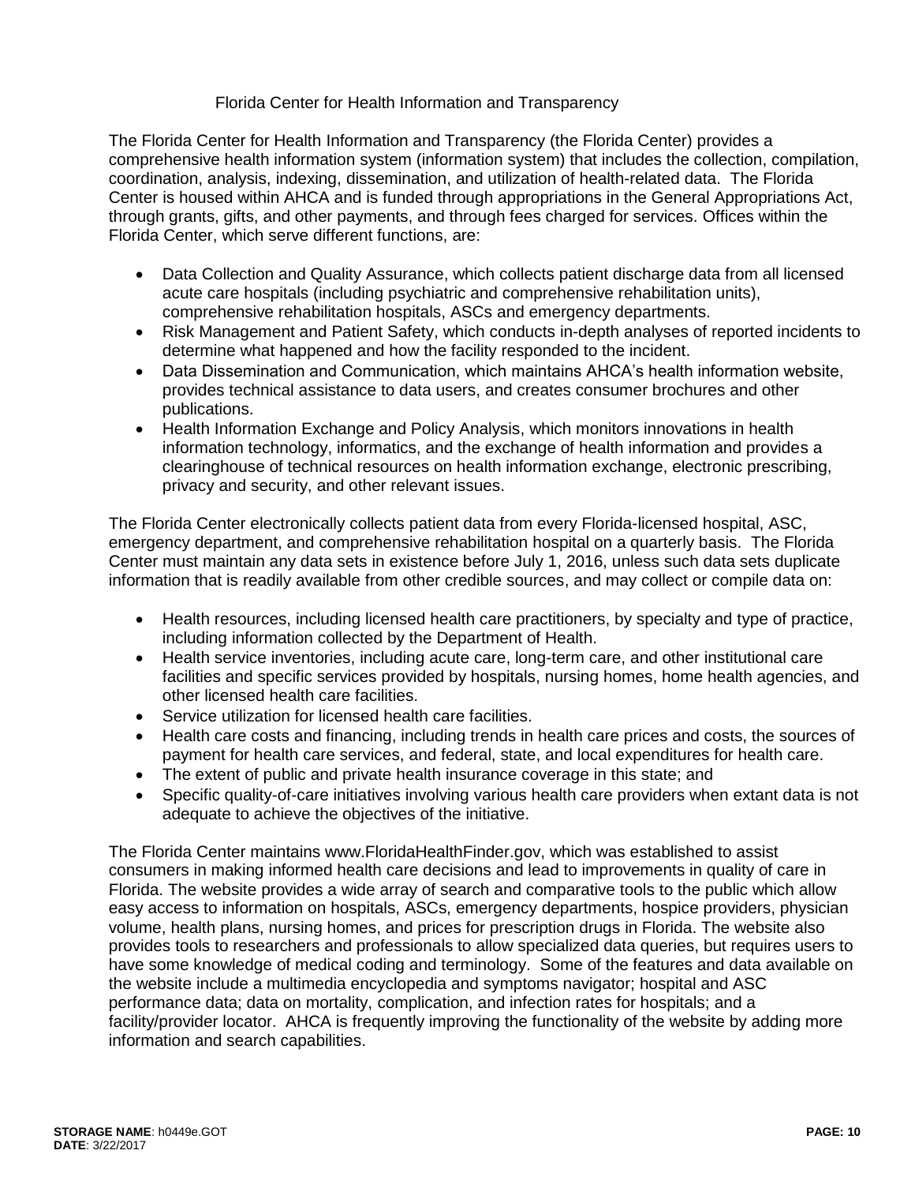### Florida Center for Health Information and Transparency

The Florida Center for Health Information and Transparency (the Florida Center) provides a comprehensive health information system (information system) that includes the collection, compilation, coordination, analysis, indexing, dissemination, and utilization of health-related data. The Florida Center is housed within AHCA and is funded through appropriations in the General Appropriations Act, through grants, gifts, and other payments, and through fees charged for services. Offices within the Florida Center, which serve different functions, are:

- Data Collection and Quality Assurance, which collects patient discharge data from all licensed acute care hospitals (including psychiatric and comprehensive rehabilitation units), comprehensive rehabilitation hospitals, ASCs and emergency departments.
- Risk Management and Patient Safety, which conducts in-depth analyses of reported incidents to determine what happened and how the facility responded to the incident.
- Data Dissemination and Communication, which maintains AHCA's health information website, provides technical assistance to data users, and creates consumer brochures and other publications.
- Health Information Exchange and Policy Analysis, which monitors innovations in health information technology, informatics, and the exchange of health information and provides a clearinghouse of technical resources on health information exchange, electronic prescribing, privacy and security, and other relevant issues.

The Florida Center electronically collects patient data from every Florida-licensed hospital, ASC, emergency department, and comprehensive rehabilitation hospital on a quarterly basis. The Florida Center must maintain any data sets in existence before July 1, 2016, unless such data sets duplicate information that is readily available from other credible sources, and may collect or compile data on:

- Health resources, including licensed health care practitioners, by specialty and type of practice, including information collected by the Department of Health.
- Health service inventories, including acute care, long-term care, and other institutional care facilities and specific services provided by hospitals, nursing homes, home health agencies, and other licensed health care facilities.
- Service utilization for licensed health care facilities.
- Health care costs and financing, including trends in health care prices and costs, the sources of payment for health care services, and federal, state, and local expenditures for health care.
- The extent of public and private health insurance coverage in this state; and
- Specific quality-of-care initiatives involving various health care providers when extant data is not adequate to achieve the objectives of the initiative.

The Florida Center maintains www.FloridaHealthFinder.gov, which was established to assist consumers in making informed health care decisions and lead to improvements in quality of care in Florida. The website provides a wide array of search and comparative tools to the public which allow easy access to information on hospitals, ASCs, emergency departments, hospice providers, physician volume, health plans, nursing homes, and prices for prescription drugs in Florida. The website also provides tools to researchers and professionals to allow specialized data queries, but requires users to have some knowledge of medical coding and terminology. Some of the features and data available on the website include a multimedia encyclopedia and symptoms navigator; hospital and ASC performance data; data on mortality, complication, and infection rates for hospitals; and a facility/provider locator. AHCA is frequently improving the functionality of the website by adding more information and search capabilities.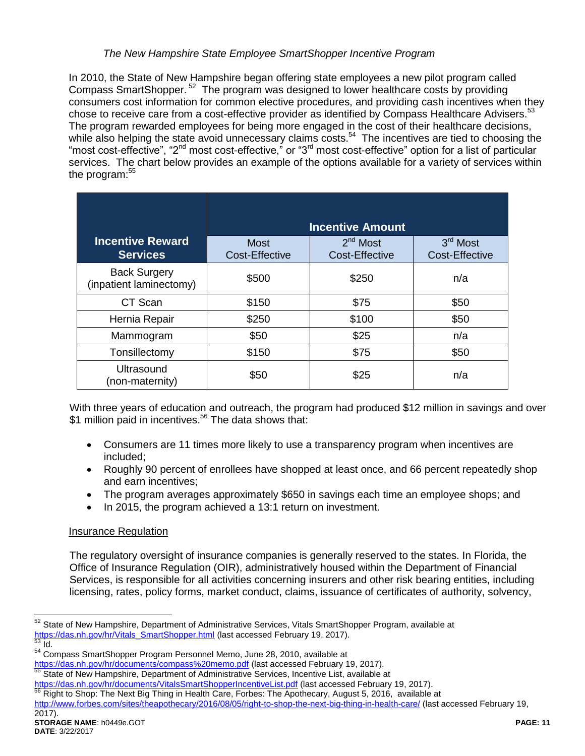*The New Hampshire State Employee SmartShopper Incentive Program*

In 2010, the State of New Hampshire began offering state employees a new pilot program called Compass SmartShopper.[52] The program was designed to lower healthcare costs by providing consumers cost information for common elective procedures, and providing cash incentives when they chose to receive care from a cost-effective provider as identified by Compass Healthcare Advisers.[53] The program rewarded employees for being more engaged in the cost of their healthcare decisions, while also helping the state avoid unnecessary claims costs.[54] The incentives are tied to choosing the "most cost-effective", "2nd most cost-effective," or "3rd most cost-effective" option for a list of particular services. The chart below provides an example of the options available for a variety of services within the program:[55]

| Incentive Reward Services | Incentive Amount | | |
|---|---|---|---|
| | Most Cost-Effective | 2nd Most Cost-Effective | 3rd Most Cost-Effective |
| Back Surgery (inpatient laminectomy) | $500 | $250 | n/a |
| CT Scan | $150 | $75 | $50 |
| Hernia Repair | $250 | $100 | $50 |
| Mammogram | $50 | $25 | n/a |
| Tonsillectomy | $150 | $75 | $50 |
| Ultrasound (non-maternity) | $50 | $25 | n/a |

With three years of education and outreach, the program had produced $12 million in savings and over $1 million paid in incentives.[56] The data shows that:

- Consumers are 11 times more likely to use a transparency program when incentives are included;
- Roughly 90 percent of enrollees have shopped at least once, and 66 percent repeatedly shop and earn incentives;
- The program averages approximately $650 in savings each time an employee shops; and
- In 2015, the program achieved a 13:1 return on investment.

<u>Insurance Regulation</u>

The regulatory oversight of insurance companies is generally reserved to the states. In Florida, the Office of Insurance Regulation (OIR), administratively housed within the Department of Financial Services, is responsible for all activities concerning insurers and other risk bearing entities, including licensing, rates, policy forms, market conduct, claims, issuance of certificates of authority, solvency,

[52] State of New Hampshire, Department of Administrative Services, Vitals SmartShopper Program, available at https://das.nh.gov/hr/Vitals_SmartShopper.html (last accessed February 19, 2017).

[53] Id.

[54] Compass SmartShopper Program Personnel Memo, June 28, 2010, available at https://das.nh.gov/hr/documents/compass%20memo.pdf (last accessed February 19, 2017).

[55] State of New Hampshire, Department of Administrative Services, Incentive List, available at https://das.nh.gov/hr/documents/VitalsSmartShopperIncentiveList.pdf (last accessed February 19, 2017).

[56] Right to Shop: The Next Big Thing in Health Care, Forbes: The Apothecary, August 5, 2016, available at http://www.forbes.com/sites/theapothecary/2016/08/05/right-to-shop-the-next-big-thing-in-health-care/ (last accessed February 19, 2017).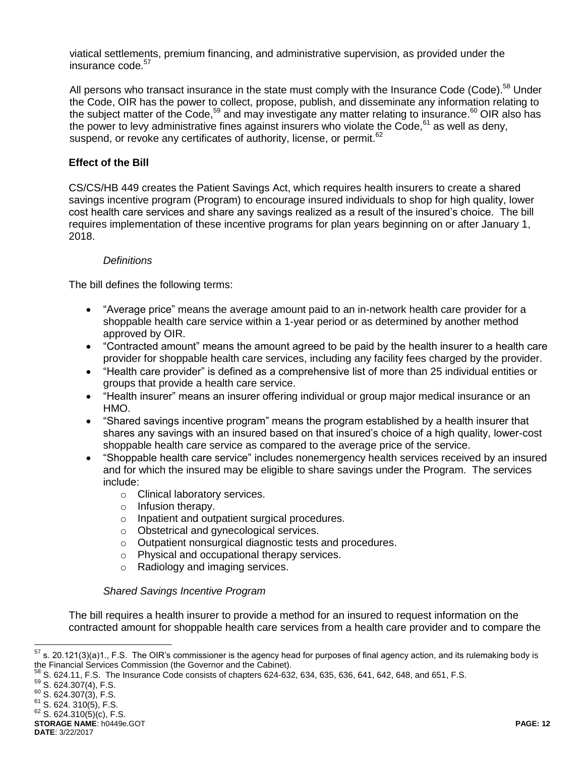viatical settlements, premium financing, and administrative supervision, as provided under the insurance code.[57]

All persons who transact insurance in the state must comply with the Insurance Code (Code).[58] Under the Code, OIR has the power to collect, propose, publish, and disseminate any information relating to the subject matter of the Code,[59] and may investigate any matter relating to insurance.[60] OIR also has the power to levy administrative fines against insurers who violate the Code,[61] as well as deny, suspend, or revoke any certificates of authority, license, or permit.[62]

**Effect of the Bill**

CS/CS/HB 449 creates the Patient Savings Act, which requires health insurers to create a shared savings incentive program (Program) to encourage insured individuals to shop for high quality, lower cost health care services and share any savings realized as a result of the insured's choice. The bill requires implementation of these incentive programs for plan years beginning on or after January 1, 2018.

*Definitions*

The bill defines the following terms:

- "Average price" means the average amount paid to an in-network health care provider for a shoppable health care service within a 1-year period or as determined by another method approved by OIR.
- "Contracted amount" means the amount agreed to be paid by the health insurer to a health care provider for shoppable health care services, including any facility fees charged by the provider.
- "Health care provider" is defined as a comprehensive list of more than 25 individual entities or groups that provide a health care service.
- "Health insurer" means an insurer offering individual or group major medical insurance or an HMO.
- "Shared savings incentive program" means the program established by a health insurer that shares any savings with an insured based on that insured's choice of a high quality, lower-cost shoppable health care service as compared to the average price of the service.
- "Shoppable health care service" includes nonemergency health services received by an insured and for which the insured may be eligible to share savings under the Program. The services include:
  - Clinical laboratory services.
  - Infusion therapy.
  - Inpatient and outpatient surgical procedures.
  - Obstetrical and gynecological services.
  - Outpatient nonsurgical diagnostic tests and procedures.
  - Physical and occupational therapy services.
  - Radiology and imaging services.

*Shared Savings Incentive Program*

The bill requires a health insurer to provide a method for an insured to request information on the contracted amount for shoppable health care services from a health care provider and to compare the

---

[57] s. 20.121(3)(a)1., F.S. The OIR's commissioner is the agency head for purposes of final agency action, and its rulemaking body is the Financial Services Commission (the Governor and the Cabinet).

[58] S. 624.11, F.S. The Insurance Code consists of chapters 624-632, 634, 635, 636, 641, 642, 648, and 651, F.S.

[59] S. 624.307(4), F.S.

[60] S. 624.307(3), F.S.

[61] S. 624. 310(5), F.S.

[62] S. 624.310(5)(c), F.S.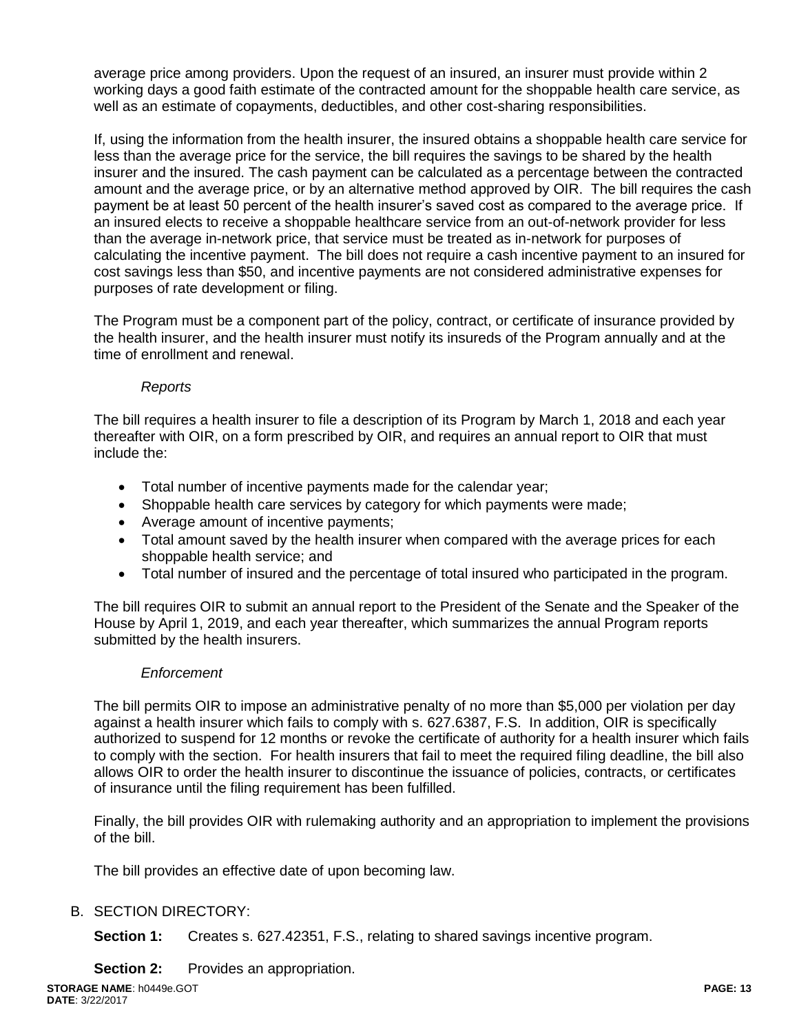average price among providers. Upon the request of an insured, an insurer must provide within 2 working days a good faith estimate of the contracted amount for the shoppable health care service, as well as an estimate of copayments, deductibles, and other cost-sharing responsibilities.

If, using the information from the health insurer, the insured obtains a shoppable health care service for less than the average price for the service, the bill requires the savings to be shared by the health insurer and the insured. The cash payment can be calculated as a percentage between the contracted amount and the average price, or by an alternative method approved by OIR. The bill requires the cash payment be at least 50 percent of the health insurer's saved cost as compared to the average price. If an insured elects to receive a shoppable healthcare service from an out-of-network provider for less than the average in-network price, that service must be treated as in-network for purposes of calculating the incentive payment. The bill does not require a cash incentive payment to an insured for cost savings less than $50, and incentive payments are not considered administrative expenses for purposes of rate development or filing.

The Program must be a component part of the policy, contract, or certificate of insurance provided by the health insurer, and the health insurer must notify its insureds of the Program annually and at the time of enrollment and renewal.

*Reports*

The bill requires a health insurer to file a description of its Program by March 1, 2018 and each year thereafter with OIR, on a form prescribed by OIR, and requires an annual report to OIR that must include the:

- Total number of incentive payments made for the calendar year;
- Shoppable health care services by category for which payments were made;
- Average amount of incentive payments;
- Total amount saved by the health insurer when compared with the average prices for each shoppable health service; and
- Total number of insured and the percentage of total insured who participated in the program.

The bill requires OIR to submit an annual report to the President of the Senate and the Speaker of the House by April 1, 2019, and each year thereafter, which summarizes the annual Program reports submitted by the health insurers.

*Enforcement*

The bill permits OIR to impose an administrative penalty of no more than $5,000 per violation per day against a health insurer which fails to comply with s. 627.6387, F.S. In addition, OIR is specifically authorized to suspend for 12 months or revoke the certificate of authority for a health insurer which fails to comply with the section. For health insurers that fail to meet the required filing deadline, the bill also allows OIR to order the health insurer to discontinue the issuance of policies, contracts, or certificates of insurance until the filing requirement has been fulfilled.

Finally, the bill provides OIR with rulemaking authority and an appropriation to implement the provisions of the bill.

The bill provides an effective date of upon becoming law.

B. SECTION DIRECTORY:

**Section 1:** Creates s. 627.42351, F.S., relating to shared savings incentive program.

**Section 2:** Provides an appropriation.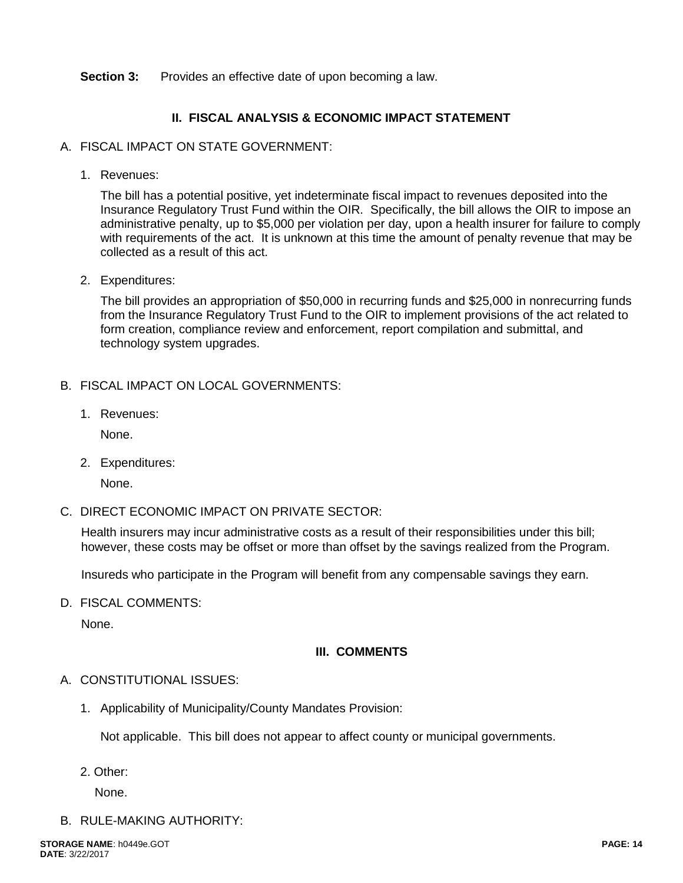**Section 3:** Provides an effective date of upon becoming a law.

## II. FISCAL ANALYSIS & ECONOMIC IMPACT STATEMENT

A. FISCAL IMPACT ON STATE GOVERNMENT:

1. Revenues:

   The bill has a potential positive, yet indeterminate fiscal impact to revenues deposited into the Insurance Regulatory Trust Fund within the OIR. Specifically, the bill allows the OIR to impose an administrative penalty, up to $5,000 per violation per day, upon a health insurer for failure to comply with requirements of the act. It is unknown at this time the amount of penalty revenue that may be collected as a result of this act.

2. Expenditures:

   The bill provides an appropriation of $50,000 in recurring funds and $25,000 in nonrecurring funds from the Insurance Regulatory Trust Fund to the OIR to implement provisions of the act related to form creation, compliance review and enforcement, report compilation and submittal, and technology system upgrades.

B. FISCAL IMPACT ON LOCAL GOVERNMENTS:

1. Revenues:

   None.

2. Expenditures:

   None.

C. DIRECT ECONOMIC IMPACT ON PRIVATE SECTOR:

   Health insurers may incur administrative costs as a result of their responsibilities under this bill; however, these costs may be offset or more than offset by the savings realized from the Program.

   Insureds who participate in the Program will benefit from any compensable savings they earn.

D. FISCAL COMMENTS:

   None.

## III. COMMENTS

A. CONSTITUTIONAL ISSUES:

1. Applicability of Municipality/County Mandates Provision:

   Not applicable. This bill does not appear to affect county or municipal governments.

2. Other:

   None.

B. RULE-MAKING AUTHORITY: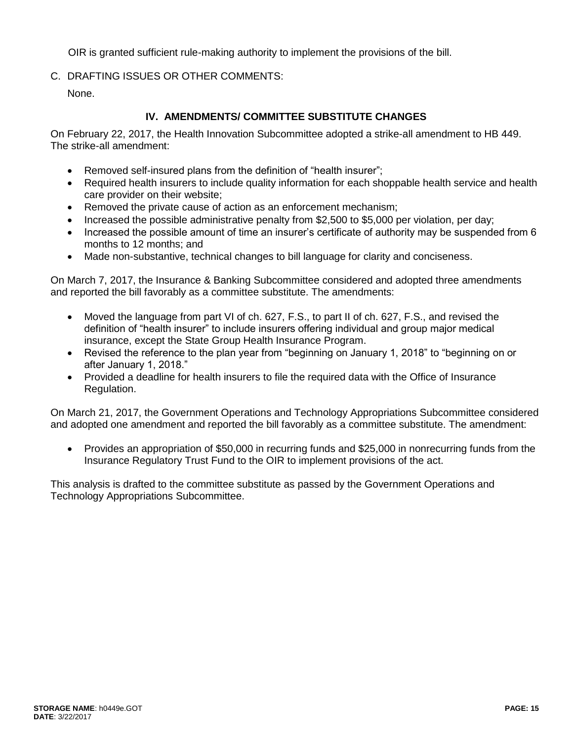OIR is granted sufficient rule-making authority to implement the provisions of the bill.

C. DRAFTING ISSUES OR OTHER COMMENTS:

None.

## IV. AMENDMENTS/ COMMITTEE SUBSTITUTE CHANGES

On February 22, 2017, the Health Innovation Subcommittee adopted a strike-all amendment to HB 449. The strike-all amendment:

- Removed self-insured plans from the definition of "health insurer";
- Required health insurers to include quality information for each shoppable health service and health care provider on their website;
- Removed the private cause of action as an enforcement mechanism;
- Increased the possible administrative penalty from $2,500 to $5,000 per violation, per day;
- Increased the possible amount of time an insurer's certificate of authority may be suspended from 6 months to 12 months; and
- Made non-substantive, technical changes to bill language for clarity and conciseness.

On March 7, 2017, the Insurance & Banking Subcommittee considered and adopted three amendments and reported the bill favorably as a committee substitute. The amendments:

- Moved the language from part VI of ch. 627, F.S., to part II of ch. 627, F.S., and revised the definition of "health insurer" to include insurers offering individual and group major medical insurance, except the State Group Health Insurance Program.
- Revised the reference to the plan year from "beginning on January 1, 2018" to "beginning on or after January 1, 2018."
- Provided a deadline for health insurers to file the required data with the Office of Insurance Regulation.

On March 21, 2017, the Government Operations and Technology Appropriations Subcommittee considered and adopted one amendment and reported the bill favorably as a committee substitute. The amendment:

- Provides an appropriation of $50,000 in recurring funds and $25,000 in nonrecurring funds from the Insurance Regulatory Trust Fund to the OIR to implement provisions of the act.

This analysis is drafted to the committee substitute as passed by the Government Operations and Technology Appropriations Subcommittee.